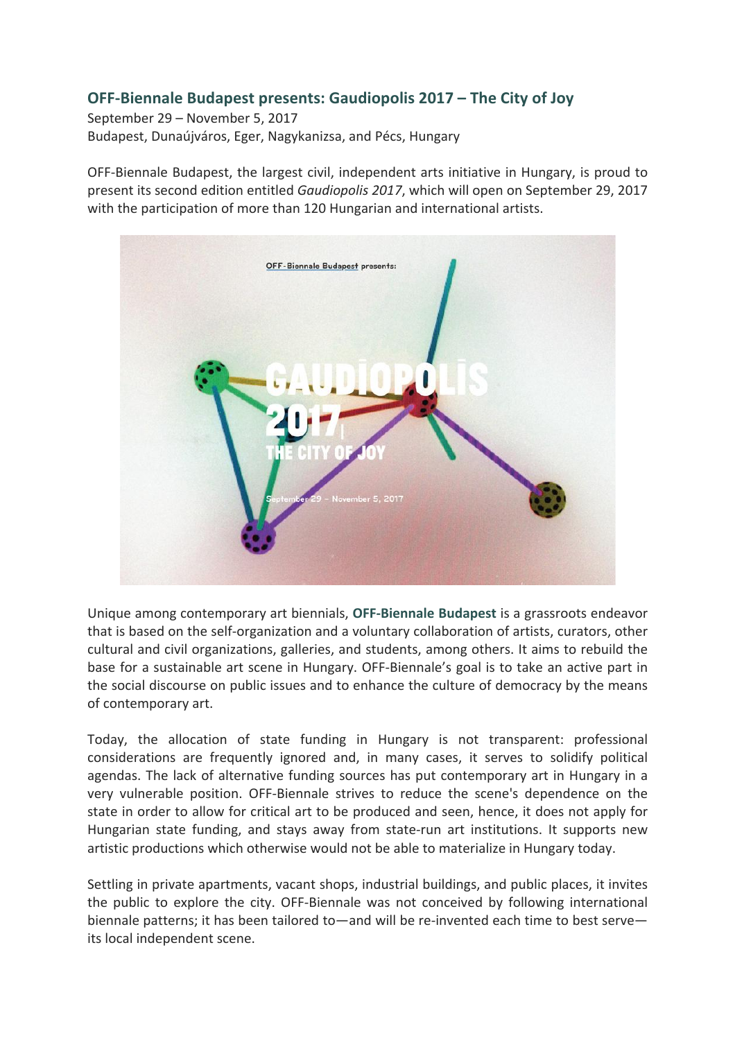## OFF-Biennale Budapest presents: Gaudiopolis 2017 – The City of Joy

September 29 – November 5, 2017
Budapest, Dunaújváros, Eger, Nagykanizsa, and Pécs, Hungary

OFF-Biennale Budapest, the largest civil, independent arts initiative in Hungary, is proud to present its second edition entitled *Gaudiopolis 2017*, which will open on September 29, 2017 with the participation of more than 120 Hungarian and international artists.

Unique among contemporary art biennials, **OFF-Biennale Budapest** is a grassroots endeavor that is based on the self-organization and a voluntary collaboration of artists, curators, other cultural and civil organizations, galleries, and students, among others. It aims to rebuild the base for a sustainable art scene in Hungary. OFF-Biennale's goal is to take an active part in the social discourse on public issues and to enhance the culture of democracy by the means of contemporary art.

Today, the allocation of state funding in Hungary is not transparent: professional considerations are frequently ignored and, in many cases, it serves to solidify political agendas. The lack of alternative funding sources has put contemporary art in Hungary in a very vulnerable position. OFF-Biennale strives to reduce the scene's dependence on the state in order to allow for critical art to be produced and seen, hence, it does not apply for Hungarian state funding, and stays away from state-run art institutions. It supports new artistic productions which otherwise would not be able to materialize in Hungary today.

Settling in private apartments, vacant shops, industrial buildings, and public places, it invites the public to explore the city. OFF-Biennale was not conceived by following international biennale patterns; it has been tailored to—and will be re-invented each time to best serve—its local independent scene.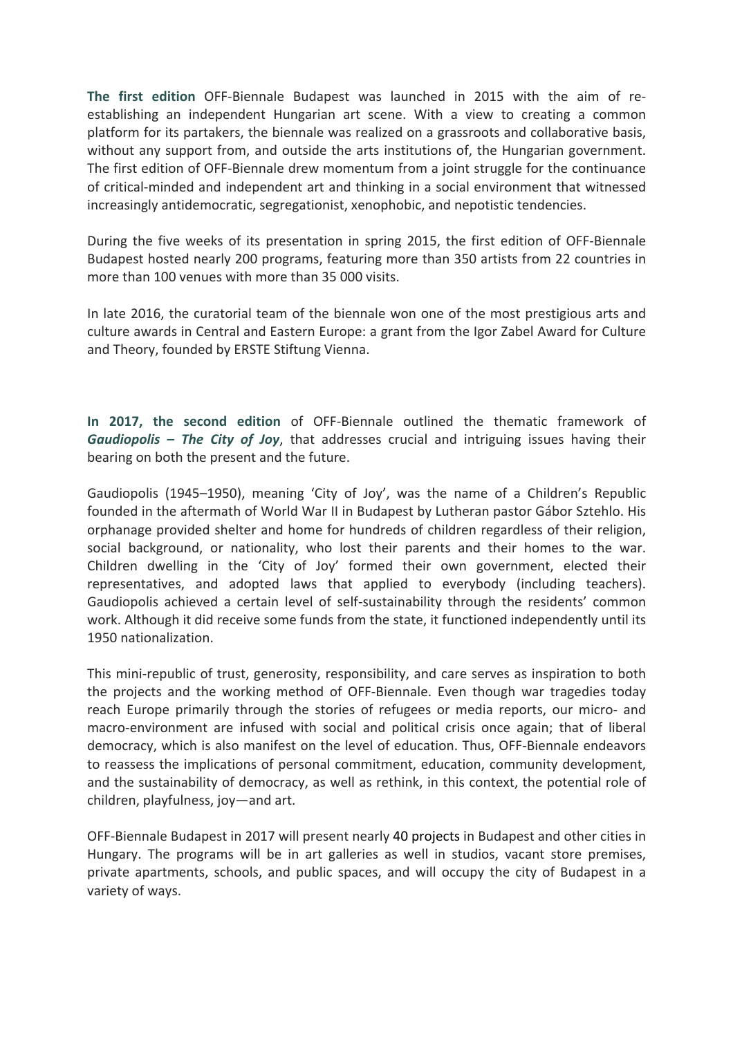**The first edition** OFF-Biennale Budapest was launched in 2015 with the aim of re-establishing an independent Hungarian art scene. With a view to creating a common platform for its partakers, the biennale was realized on a grassroots and collaborative basis, without any support from, and outside the arts institutions of, the Hungarian government. The first edition of OFF-Biennale drew momentum from a joint struggle for the continuance of critical-minded and independent art and thinking in a social environment that witnessed increasingly antidemocratic, segregationist, xenophobic, and nepotistic tendencies.

During the five weeks of its presentation in spring 2015, the first edition of OFF-Biennale Budapest hosted nearly 200 programs, featuring more than 350 artists from 22 countries in more than 100 venues with more than 35 000 visits.

In late 2016, the curatorial team of the biennale won one of the most prestigious arts and culture awards in Central and Eastern Europe: a grant from the Igor Zabel Award for Culture and Theory, founded by ERSTE Stiftung Vienna.

**In 2017, the second edition** of OFF-Biennale outlined the thematic framework of ***Gaudiopolis – The City of Joy***, that addresses crucial and intriguing issues having their bearing on both the present and the future.

Gaudiopolis (1945–1950), meaning 'City of Joy', was the name of a Children's Republic founded in the aftermath of World War II in Budapest by Lutheran pastor Gábor Sztehlo. His orphanage provided shelter and home for hundreds of children regardless of their religion, social background, or nationality, who lost their parents and their homes to the war. Children dwelling in the 'City of Joy' formed their own government, elected their representatives, and adopted laws that applied to everybody (including teachers). Gaudiopolis achieved a certain level of self-sustainability through the residents' common work. Although it did receive some funds from the state, it functioned independently until its 1950 nationalization.

This mini-republic of trust, generosity, responsibility, and care serves as inspiration to both the projects and the working method of OFF-Biennale. Even though war tragedies today reach Europe primarily through the stories of refugees or media reports, our micro- and macro-environment are infused with social and political crisis once again; that of liberal democracy, which is also manifest on the level of education. Thus, OFF-Biennale endeavors to reassess the implications of personal commitment, education, community development, and the sustainability of democracy, as well as rethink, in this context, the potential role of children, playfulness, joy—and art.

OFF-Biennale Budapest in 2017 will present nearly 40 projects in Budapest and other cities in Hungary. The programs will be in art galleries as well in studios, vacant store premises, private apartments, schools, and public spaces, and will occupy the city of Budapest in a variety of ways.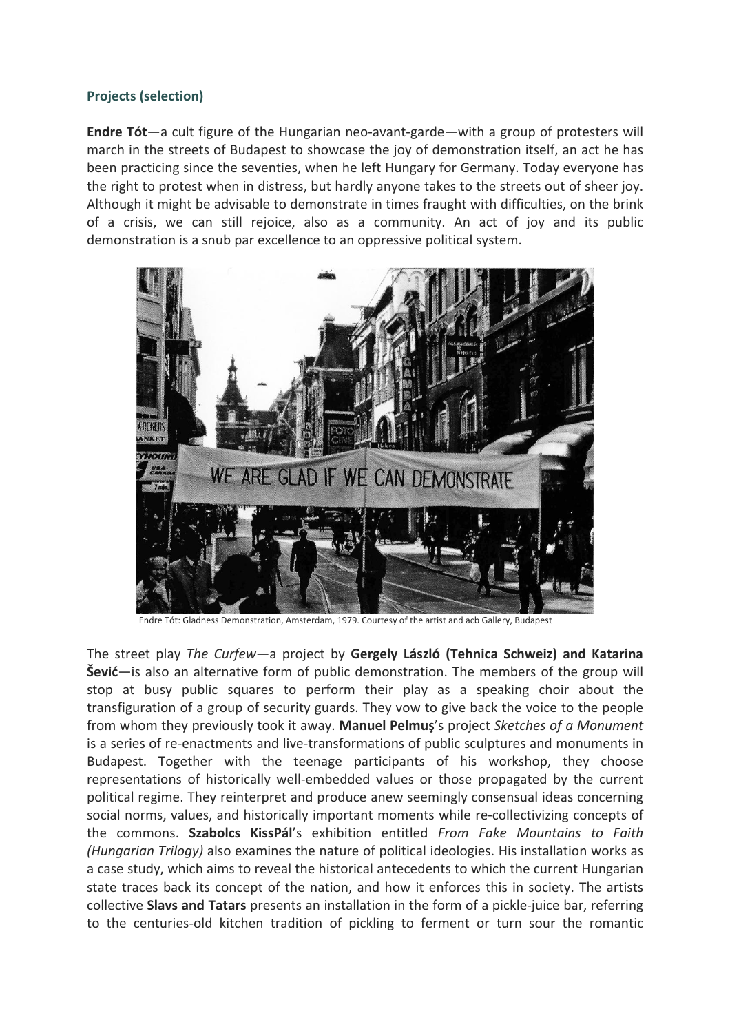### Projects (selection)

**Endre Tót**—a cult figure of the Hungarian neo-avant-garde—with a group of protesters will march in the streets of Budapest to showcase the joy of demonstration itself, an act he has been practicing since the seventies, when he left Hungary for Germany. Today everyone has the right to protest when in distress, but hardly anyone takes to the streets out of sheer joy. Although it might be advisable to demonstrate in times fraught with difficulties, on the brink of a crisis, we can still rejoice, also as a community. An act of joy and its public demonstration is a snub par excellence to an oppressive political system.

Endre Tót: Gladness Demonstration, Amsterdam, 1979. Courtesy of the artist and acb Gallery, Budapest

The street play *The Curfew*—a project by **Gergely László (Tehnica Schweiz) and Katarina Šević**—is also an alternative form of public demonstration. The members of the group will stop at busy public squares to perform their play as a speaking choir about the transfiguration of a group of security guards. They vow to give back the voice to the people from whom they previously took it away. **Manuel Pelmuş**'s project *Sketches of a Monument* is a series of re-enactments and live-transformations of public sculptures and monuments in Budapest. Together with the teenage participants of his workshop, they choose representations of historically well-embedded values or those propagated by the current political regime. They reinterpret and produce anew seemingly consensual ideas concerning social norms, values, and historically important moments while re-collectivizing concepts of the commons. **Szabolcs KissPál**'s exhibition entitled *From Fake Mountains to Faith (Hungarian Trilogy)* also examines the nature of political ideologies. His installation works as a case study, which aims to reveal the historical antecedents to which the current Hungarian state traces back its concept of the nation, and how it enforces this in society. The artists collective **Slavs and Tatars** presents an installation in the form of a pickle-juice bar, referring to the centuries-old kitchen tradition of pickling to ferment or turn sour the romantic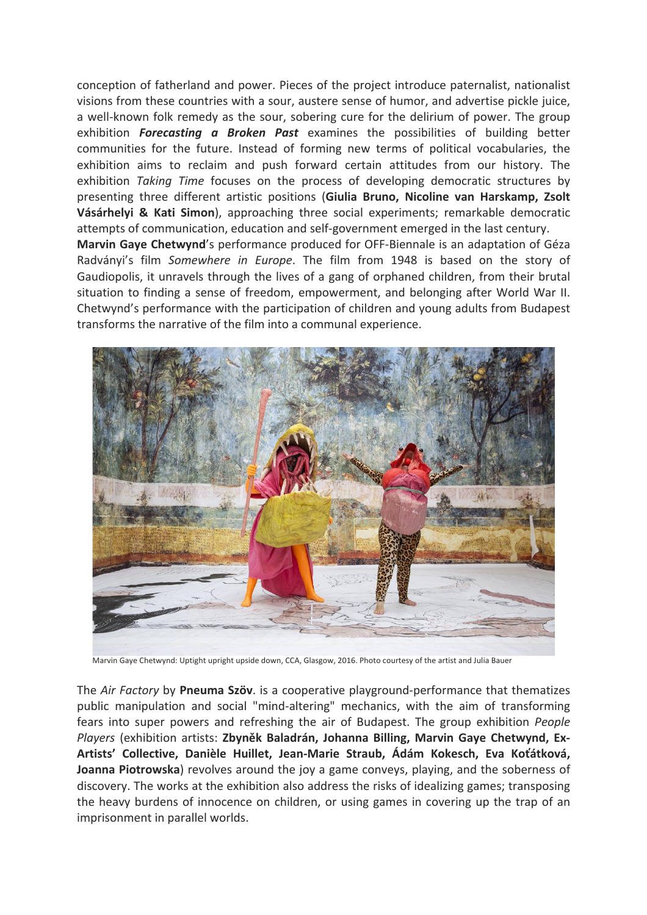conception of fatherland and power. Pieces of the project introduce paternalist, nationalist visions from these countries with a sour, austere sense of humor, and advertise pickle juice, a well-known folk remedy as the sour, sobering cure for the delirium of power. The group exhibition ***Forecasting a Broken Past*** examines the possibilities of building better communities for the future. Instead of forming new terms of political vocabularies, the exhibition aims to reclaim and push forward certain attitudes from our history. The exhibition *Taking Time* focuses on the process of developing democratic structures by presenting three different artistic positions (**Giulia Bruno, Nicoline van Harskamp, Zsolt Vásárhelyi & Kati Simon**), approaching three social experiments; remarkable democratic attempts of communication, education and self-government emerged in the last century.

**Marvin Gaye Chetwynd**'s performance produced for OFF-Biennale is an adaptation of Géza Radványi's film *Somewhere in Europe*. The film from 1948 is based on the story of Gaudiopolis, it unravels through the lives of a gang of orphaned children, from their brutal situation to finding a sense of freedom, empowerment, and belonging after World War II. Chetwynd's performance with the participation of children and young adults from Budapest transforms the narrative of the film into a communal experience.

Marvin Gaye Chetwynd: Uptight upright upside down, CCA, Glasgow, 2016. Photo courtesy of the artist and Julia Bauer

The *Air Factory* by **Pneuma Szöv**. is a cooperative playground-performance that thematizes public manipulation and social "mind-altering" mechanics, with the aim of transforming fears into super powers and refreshing the air of Budapest. The group exhibition *People Players* (exhibition artists: **Zbyněk Baladrán, Johanna Billing, Marvin Gaye Chetwynd, Ex-Artists' Collective, Danièle Huillet, Jean-Marie Straub, Ádám Kokesch, Eva Koťátková, Joanna Piotrowska**) revolves around the joy a game conveys, playing, and the soberness of discovery. The works at the exhibition also address the risks of idealizing games; transposing the heavy burdens of innocence on children, or using games in covering up the trap of an imprisonment in parallel worlds.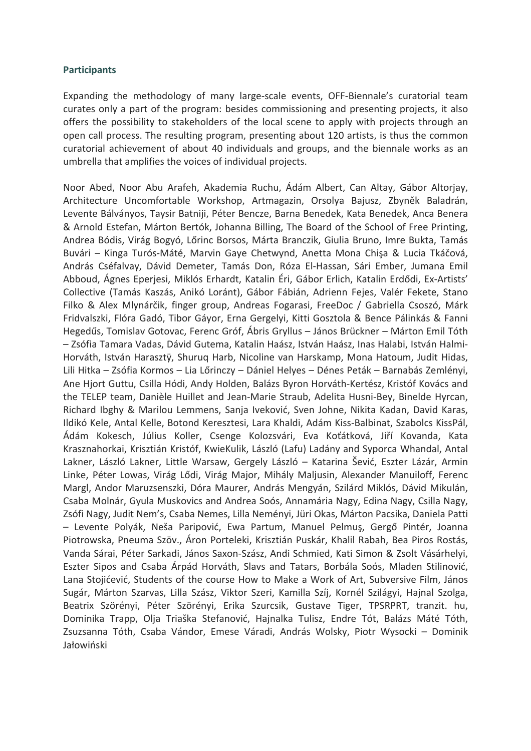### Participants

Expanding the methodology of many large-scale events, OFF-Biennale's curatorial team curates only a part of the program: besides commissioning and presenting projects, it also offers the possibility to stakeholders of the local scene to apply with projects through an open call process. The resulting program, presenting about 120 artists, is thus the common curatorial achievement of about 40 individuals and groups, and the biennale works as an umbrella that amplifies the voices of individual projects.

Noor Abed, Noor Abu Arafeh, Akademia Ruchu, Ádám Albert, Can Altay, Gábor Altorjay, Architecture Uncomfortable Workshop, Artmagazin, Orsolya Bajusz, Zbyněk Baladrán, Levente Bálványos, Taysir Batniji, Péter Bencze, Barna Benedek, Kata Benedek, Anca Benera & Arnold Estefan, Márton Bertók, Johanna Billing, The Board of the School of Free Printing, Andrea Bódis, Virág Bogyó, Lőrinc Borsos, Márta Branczik, Giulia Bruno, Imre Bukta, Tamás Buvári – Kinga Turós-Máté, Marvin Gaye Chetwynd, Anetta Mona Chişa & Lucia Tkáčová, András Cséfalvay, Dávid Demeter, Tamás Don, Róza El-Hassan, Sári Ember, Jumana Emil Abboud, Ágnes Eperjesi, Miklós Erhardt, Katalin Éri, Gábor Erlich, Katalin Erdődi, Ex-Artists' Collective (Tamás Kaszás, Anikó Loránt), Gábor Fábián, Adrienn Fejes, Valér Fekete, Stano Filko & Alex Mlynárčik, finger group, Andreas Fogarasi, FreeDoc / Gabriella Csoszó, Márk Fridvalszki, Flóra Gadó, Tibor Gáyor, Erna Gergelyi, Kitti Gosztola & Bence Pálinkás & Fanni Hegedűs, Tomislav Gotovac, Ferenc Gróf, Ábris Gryllus – János Brückner – Márton Emil Tóth – Zsófia Tamara Vadas, Dávid Gutema, Katalin Haász, István Haász, Inas Halabi, István Halmi-Horváth, István Harasztÿ, Shuruq Harb, Nicoline van Harskamp, Mona Hatoum, Judit Hidas, Lili Hitka – Zsófia Kormos – Lia Lőrinczy – Dániel Helyes – Dénes Peták – Barnabás Zemlényi, Ane Hjort Guttu, Csilla Hódi, Andy Holden, Balázs Byron Horváth-Kertész, Kristóf Kovács and the TELEP team, Danièle Huillet and Jean-Marie Straub, Adelita Husni-Bey, Binelde Hyrcan, Richard Ibghy & Marilou Lemmens, Sanja Iveković, Sven Johne, Nikita Kadan, David Karas, Ildikó Kele, Antal Kelle, Botond Keresztesi, Lara Khaldi, Adám Kiss-Balbinat, Szabolcs KissPál, Ádám Kokesch, Július Koller, Csenge Kolozsvári, Eva Koťátková, Jiří Kovanda, Kata Krasznahorkai, Krisztián Kristóf, KwieKulik, László (Lafu) Ladány and Syporca Whandal, Antal Lakner, László Lakner, Little Warsaw, Gergely László – Katarina Šević, Eszter Lázár, Armin Linke, Péter Lowas, Virág Lődi, Virág Major, Mihály Maljusin, Alexander Manuiloff, Ferenc Margl, Andor Maruzsenszki, Dóra Maurer, András Mengyán, Szilárd Miklós, Dávid Mikulán, Csaba Molnár, Gyula Muskovics and Andrea Soós, Annamária Nagy, Edina Nagy, Csilla Nagy, Zsófi Nagy, Judit Nem's, Csaba Nemes, Lilla Neményi, Jüri Okas, Márton Pacsika, Daniela Patti – Levente Polyák, Neša Paripović, Ewa Partum, Manuel Pelmuş, Gergő Pintér, Joanna Piotrowska, Pneuma Szöv., Áron Porteleki, Krisztián Puskár, Khalil Rabah, Bea Piros Rostás, Vanda Sárai, Péter Sarkadi, János Saxon-Szász, Andi Schmied, Kati Simon & Zsolt Vásárhelyi, Eszter Sipos and Csaba Árpád Horváth, Slavs and Tatars, Borbála Soós, Mladen Stilinović, Lana Stojićević, Students of the course How to Make a Work of Art, Subversive Film, János Sugár, Márton Szarvas, Lilla Szász, Viktor Szeri, Kamilla Szíj, Kornél Szilágyi, Hajnal Szolga, Beatrix Szörényi, Péter Szörényi, Erika Szurcsik, Gustave Tiger, TPSRPRT, tranzit. hu, Dominika Trapp, Olja Triaška Stefanović, Hajnalka Tulisz, Endre Tót, Balázs Máté Tóth, Zsuzsanna Tóth, Csaba Vándor, Emese Váradi, András Wolsky, Piotr Wysocki – Dominik Jałowiński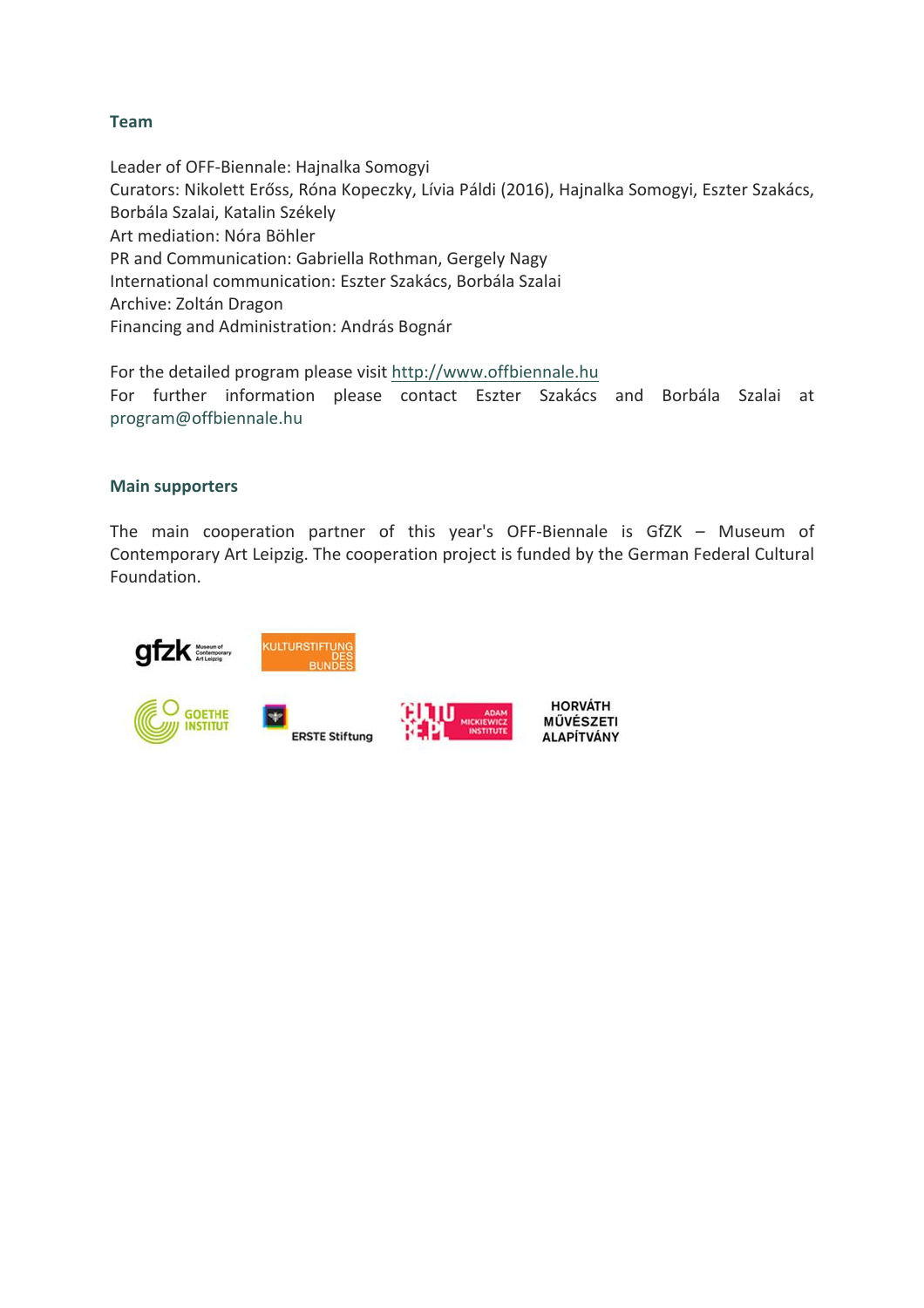## Team

Leader of OFF-Biennale: Hajnalka Somogyi
Curators: Nikolett Erőss, Róna Kopeczky, Lívia Páldi (2016), Hajnalka Somogyi, Eszter Szakács, Borbála Szalai, Katalin Székely
Art mediation: Nóra Böhler
PR and Communication: Gabriella Rothman, Gergely Nagy
International communication: Eszter Szakács, Borbála Szalai
Archive: Zoltán Dragon
Financing and Administration: András Bognár

For the detailed program please visit http://www.offbiennale.hu
For further information please contact Eszter Szakács and Borbála Szalai at program@offbiennale.hu

## Main supporters

The main cooperation partner of this year's OFF-Biennale is GfZK – Museum of Contemporary Art Leipzig. The cooperation project is funded by the German Federal Cultural Foundation.

gfzk Museum of Contemporary Art Leipzig
KULTURSTIFTUNG DES BUNDES
GOETHE INSTITUT
ERSTE Stiftung
CULTURE.PL ADAM MICKIEWICZ INSTITUTE
HORVÁTH MŰVÉSZETI ALAPÍTVÁNY